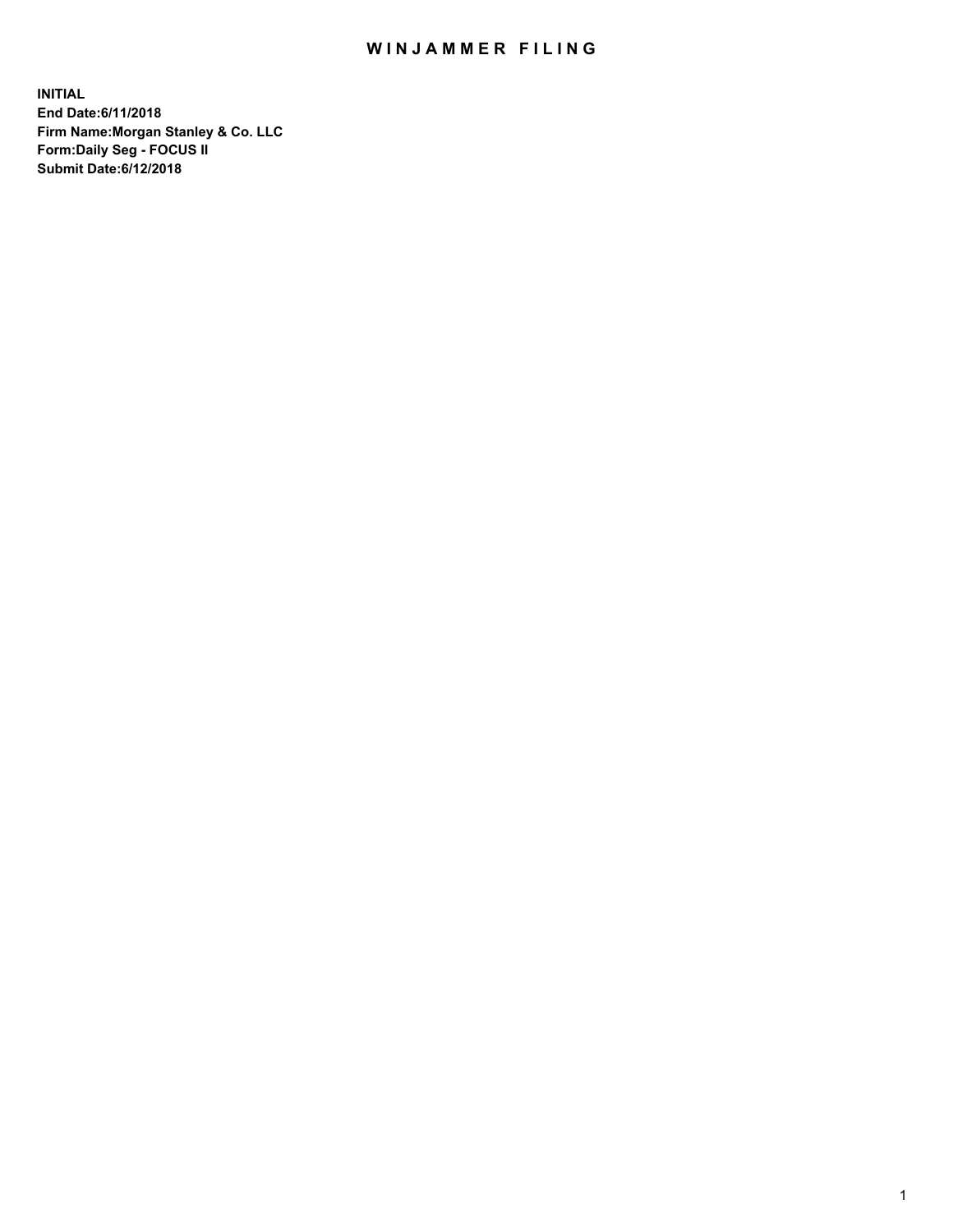# WINJAMMER FILING

**INITIAL**
**End Date:6/11/2018**
**Firm Name:Morgan Stanley & Co. LLC**
**Form:Daily Seg - FOCUS II**
**Submit Date:6/12/2018**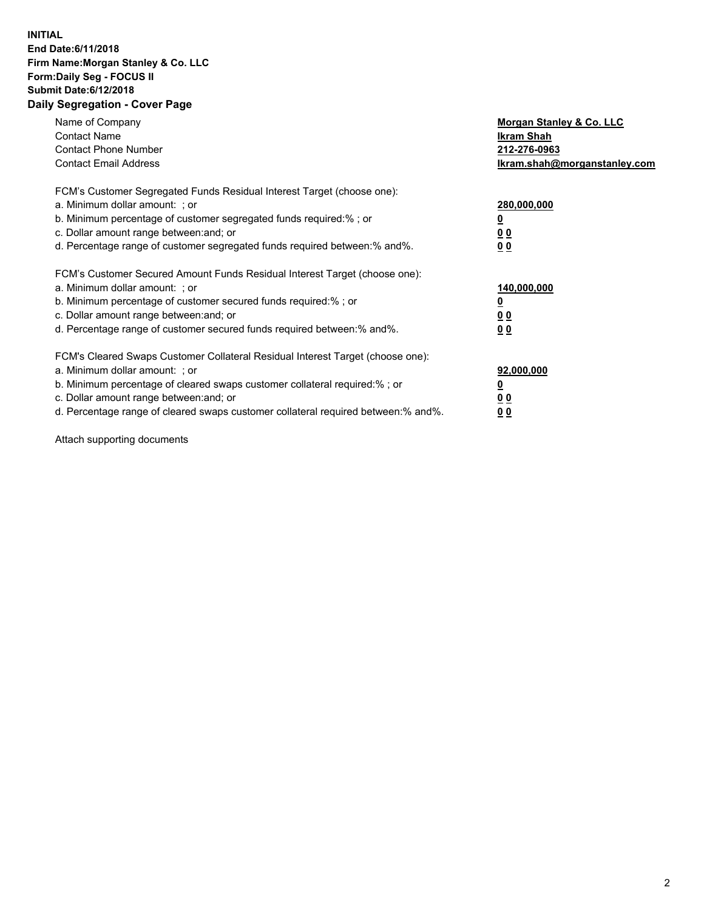**INITIAL**
**End Date:6/11/2018**
**Firm Name:Morgan Stanley & Co. LLC**
**Form:Daily Seg - FOCUS II**
**Submit Date:6/12/2018**
**Daily Segregation - Cover Page**

| | |
|---|---|
| Name of Company | **Morgan Stanley & Co. LLC** |
| Contact Name | **Ikram Shah** |
| Contact Phone Number | **212-276-0963** |
| Contact Email Address | **Ikram.shah@morganstanley.com** |

| | |
|---|---|
| FCM's Customer Segregated Funds Residual Interest Target (choose one): | |
| a. Minimum dollar amount: ; or | **280,000,000** |
| b. Minimum percentage of customer segregated funds required:% ; or | **0** |
| c. Dollar amount range between:and; or | **0 0** |
| d. Percentage range of customer segregated funds required between:% and%. | **0 0** |

| | |
|---|---|
| FCM's Customer Secured Amount Funds Residual Interest Target (choose one): | |
| a. Minimum dollar amount: ; or | **140,000,000** |
| b. Minimum percentage of customer secured funds required:% ; or | **0** |
| c. Dollar amount range between:and; or | **0 0** |
| d. Percentage range of customer secured funds required between:% and%. | **0 0** |

| | |
|---|---|
| FCM's Cleared Swaps Customer Collateral Residual Interest Target (choose one): | |
| a. Minimum dollar amount: ; or | **92,000,000** |
| b. Minimum percentage of cleared swaps customer collateral required:% ; or | **0** |
| c. Dollar amount range between:and; or | **0 0** |
| d. Percentage range of cleared swaps customer collateral required between:% and%. | **0 0** |

Attach supporting documents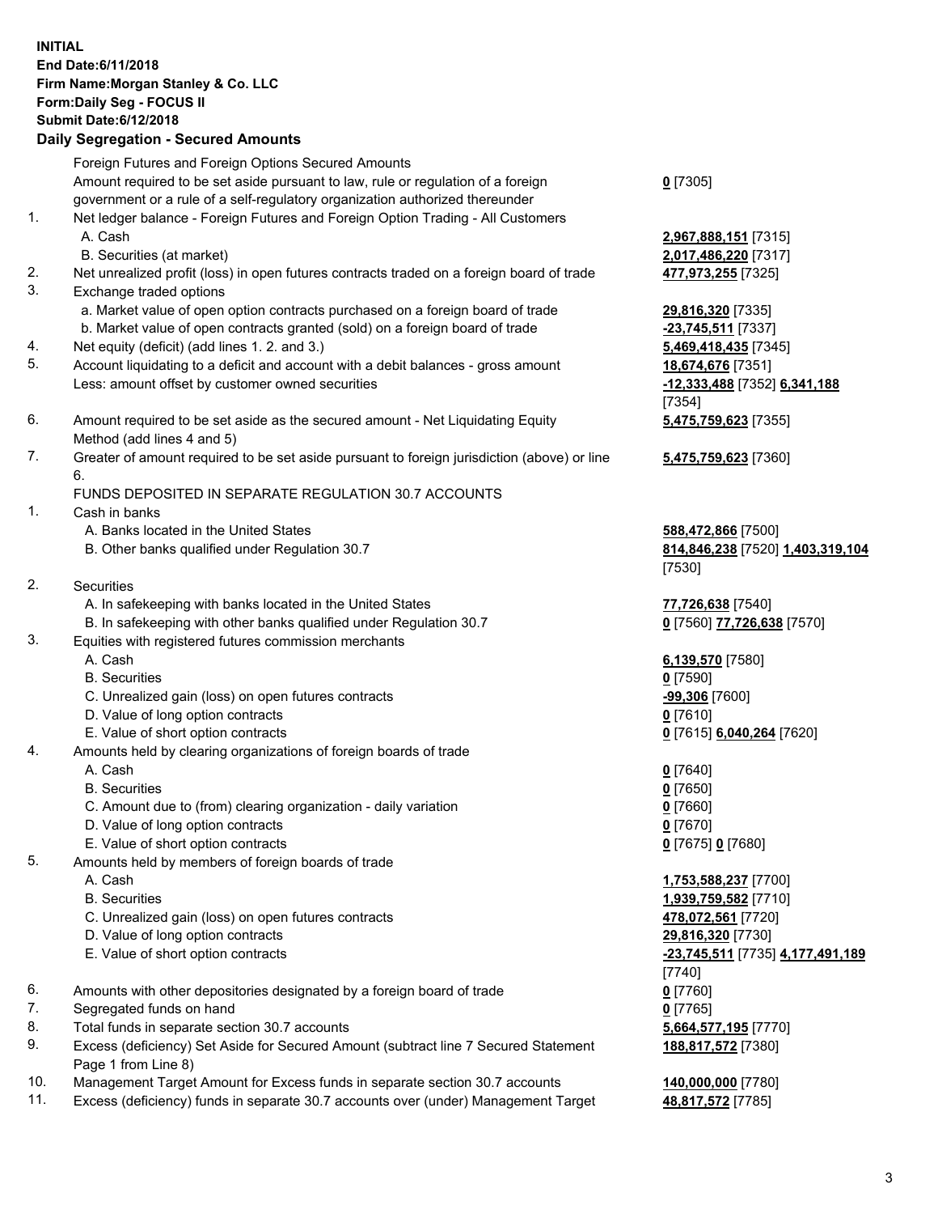**INITIAL**
**End Date:6/11/2018**
**Firm Name:Morgan Stanley & Co. LLC**
**Form:Daily Seg - FOCUS II**
**Submit Date:6/12/2018**

## Daily Segregation - Secured Amounts

| | | |
|---|---|---|
| | Foreign Futures and Foreign Options Secured Amounts | |
| | Amount required to be set aside pursuant to law, rule or regulation of a foreign government or a rule of a self-regulatory organization authorized thereunder | **0** [7305] |
| 1. | Net ledger balance - Foreign Futures and Foreign Option Trading - All Customers | |
| | A. Cash | **2,967,888,151** [7315] |
| | B. Securities (at market) | **2,017,486,220** [7317] |
| 2. | Net unrealized profit (loss) in open futures contracts traded on a foreign board of trade | **477,973,255** [7325] |
| 3. | Exchange traded options | |
| | a. Market value of open option contracts purchased on a foreign board of trade | **29,816,320** [7335] |
| | b. Market value of open contracts granted (sold) on a foreign board of trade | **-23,745,511** [7337] |
| 4. | Net equity (deficit) (add lines 1. 2. and 3.) | **5,469,418,435** [7345] |
| 5. | Account liquidating to a deficit and account with a debit balances - gross amount | **18,674,676** [7351] |
| | Less: amount offset by customer owned securities | **-12,333,488** [7352] **6,341,188** [7354] |
| 6. | Amount required to be set aside as the secured amount - Net Liquidating Equity Method (add lines 4 and 5) | **5,475,759,623** [7355] |
| 7. | Greater of amount required to be set aside pursuant to foreign jurisdiction (above) or line 6. | **5,475,759,623** [7360] |
| | FUNDS DEPOSITED IN SEPARATE REGULATION 30.7 ACCOUNTS | |
| 1. | Cash in banks | |
| | A. Banks located in the United States | **588,472,866** [7500] |
| | B. Other banks qualified under Regulation 30.7 | **814,846,238** [7520] **1,403,319,104** [7530] |
| 2. | Securities | |
| | A. In safekeeping with banks located in the United States | **77,726,638** [7540] |
| | B. In safekeeping with other banks qualified under Regulation 30.7 | **0** [7560] **77,726,638** [7570] |
| 3. | Equities with registered futures commission merchants | |
| | A. Cash | **6,139,570** [7580] |
| | B. Securities | **0** [7590] |
| | C. Unrealized gain (loss) on open futures contracts | **-99,306** [7600] |
| | D. Value of long option contracts | **0** [7610] |
| | E. Value of short option contracts | **0** [7615] **6,040,264** [7620] |
| 4. | Amounts held by clearing organizations of foreign boards of trade | |
| | A. Cash | **0** [7640] |
| | B. Securities | **0** [7650] |
| | C. Amount due to (from) clearing organization - daily variation | **0** [7660] |
| | D. Value of long option contracts | **0** [7670] |
| | E. Value of short option contracts | **0** [7675] **0** [7680] |
| 5. | Amounts held by members of foreign boards of trade | |
| | A. Cash | **1,753,588,237** [7700] |
| | B. Securities | **1,939,759,582** [7710] |
| | C. Unrealized gain (loss) on open futures contracts | **478,072,561** [7720] |
| | D. Value of long option contracts | **29,816,320** [7730] |
| | E. Value of short option contracts | **-23,745,511** [7735] **4,177,491,189** [7740] |
| 6. | Amounts with other depositories designated by a foreign board of trade | **0** [7760] |
| 7. | Segregated funds on hand | **0** [7765] |
| 8. | Total funds in separate section 30.7 accounts | **5,664,577,195** [7770] |
| 9. | Excess (deficiency) Set Aside for Secured Amount (subtract line 7 Secured Statement Page 1 from Line 8) | **188,817,572** [7380] |
| 10. | Management Target Amount for Excess funds in separate section 30.7 accounts | **140,000,000** [7780] |
| 11. | Excess (deficiency) funds in separate 30.7 accounts over (under) Management Target | **48,817,572** [7785] |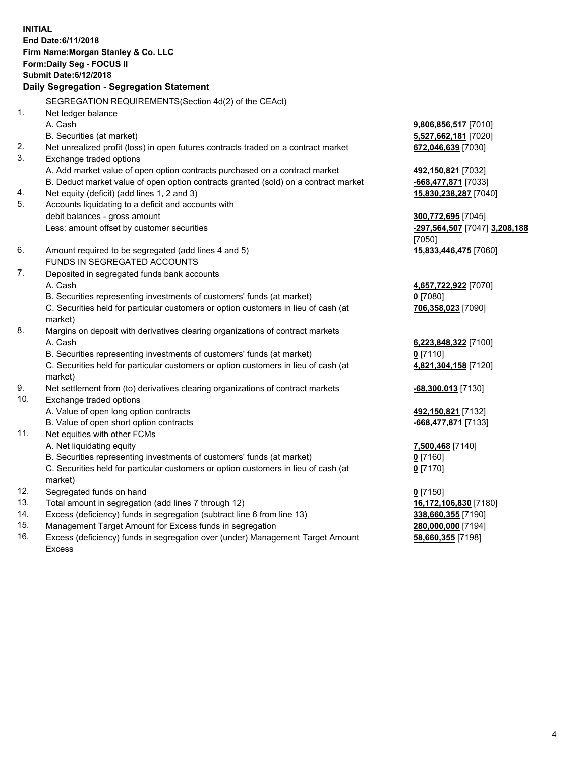**INITIAL**
**End Date:6/11/2018**
**Firm Name:Morgan Stanley & Co. LLC**
**Form:Daily Seg - FOCUS II**
**Submit Date:6/12/2018**

**Daily Segregation - Segregation Statement**

SEGREGATION REQUIREMENTS(Section 4d(2) of the CEAct)

| | | |
|---|---|---|
| 1. | Net ledger balance | |
| | A. Cash | **9,806,856,517** [7010] |
| | B. Securities (at market) | **5,527,662,181** [7020] |
| 2. | Net unrealized profit (loss) in open futures contracts traded on a contract market | **672,046,639** [7030] |
| 3. | Exchange traded options | |
| | A. Add market value of open option contracts purchased on a contract market | **492,150,821** [7032] |
| | B. Deduct market value of open option contracts granted (sold) on a contract market | **-668,477,871** [7033] |
| 4. | Net equity (deficit) (add lines 1, 2 and 3) | **15,830,238,287** [7040] |
| 5. | Accounts liquidating to a deficit and accounts with debit balances - gross amount | **300,772,695** [7045] |
| | Less: amount offset by customer securities | **-297,564,507** [7047] **3,208,188** [7050] |
| 6. | Amount required to be segregated (add lines 4 and 5) | **15,833,446,475** [7060] |
| | FUNDS IN SEGREGATED ACCOUNTS | |
| 7. | Deposited in segregated funds bank accounts | |
| | A. Cash | **4,657,722,922** [7070] |
| | B. Securities representing investments of customers' funds (at market) | **0** [7080] |
| | C. Securities held for particular customers or option customers in lieu of cash (at market) | **706,358,023** [7090] |
| 8. | Margins on deposit with derivatives clearing organizations of contract markets | |
| | A. Cash | **6,223,848,322** [7100] |
| | B. Securities representing investments of customers' funds (at market) | **0** [7110] |
| | C. Securities held for particular customers or option customers in lieu of cash (at market) | **4,821,304,158** [7120] |
| 9. | Net settlement from (to) derivatives clearing organizations of contract markets | **-68,300,013** [7130] |
| 10. | Exchange traded options | |
| | A. Value of open long option contracts | **492,150,821** [7132] |
| | B. Value of open short option contracts | **-668,477,871** [7133] |
| 11. | Net equities with other FCMs | |
| | A. Net liquidating equity | **7,500,468** [7140] |
| | B. Securities representing investments of customers' funds (at market) | **0** [7160] |
| | C. Securities held for particular customers or option customers in lieu of cash (at market) | **0** [7170] |
| 12. | Segregated funds on hand | **0** [7150] |
| 13. | Total amount in segregation (add lines 7 through 12) | **16,172,106,830** [7180] |
| 14. | Excess (deficiency) funds in segregation (subtract line 6 from line 13) | **338,660,355** [7190] |
| 15. | Management Target Amount for Excess funds in segregation | **280,000,000** [7194] |
| 16. | Excess (deficiency) funds in segregation over (under) Management Target Amount Excess | **58,660,355** [7198] |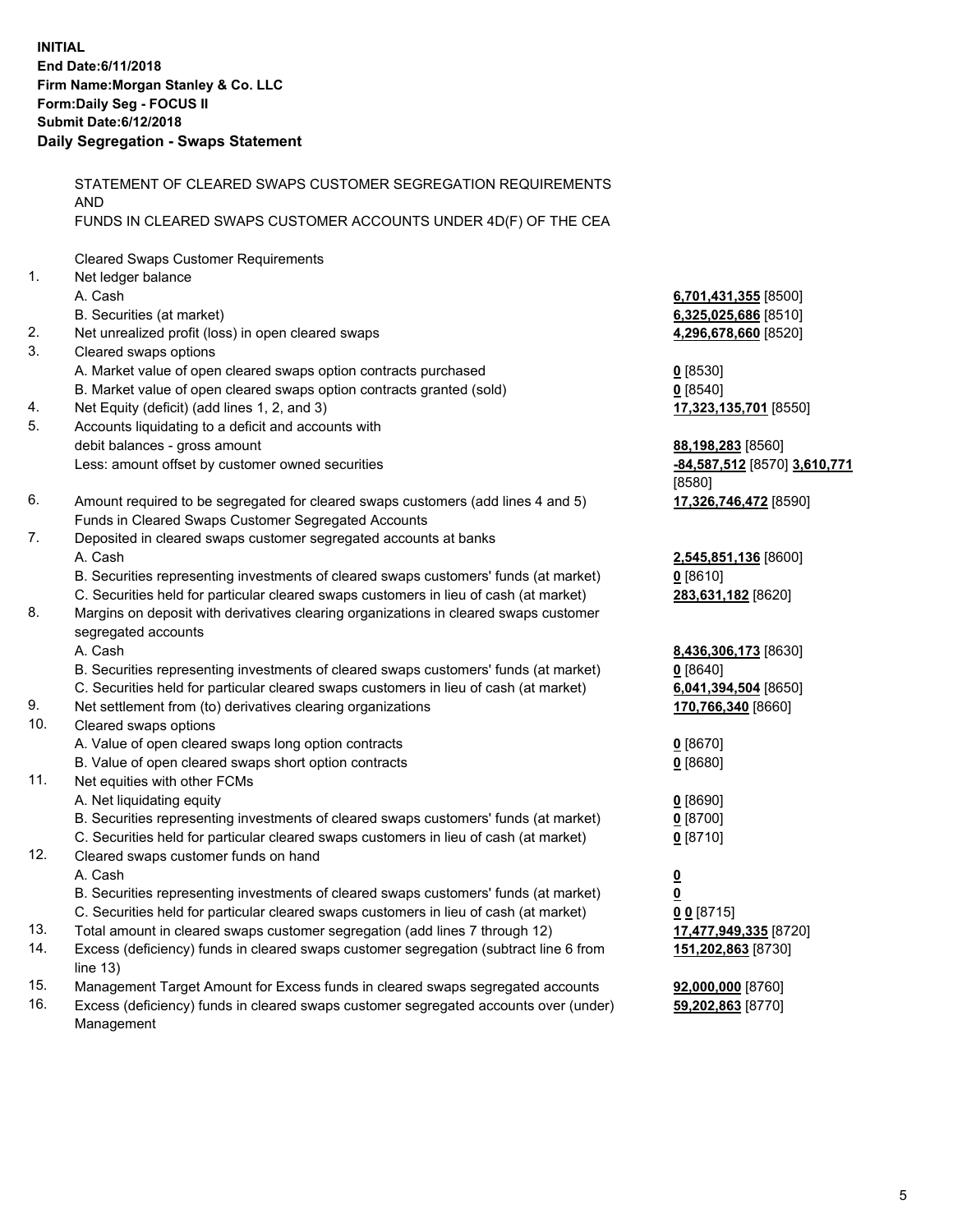**INITIAL**
**End Date:6/11/2018**
**Firm Name:Morgan Stanley & Co. LLC**
**Form:Daily Seg - FOCUS II**
**Submit Date:6/12/2018**
**Daily Segregation - Swaps Statement**

STATEMENT OF CLEARED SWAPS CUSTOMER SEGREGATION REQUIREMENTS AND FUNDS IN CLEARED SWAPS CUSTOMER ACCOUNTS UNDER 4D(F) OF THE CEA

| | | |
|---|---|---|
| | Cleared Swaps Customer Requirements | |
| 1. | Net ledger balance | |
| | A. Cash | **6,701,431,355** [8500] |
| | B. Securities (at market) | **6,325,025,686** [8510] |
| 2. | Net unrealized profit (loss) in open cleared swaps | **4,296,678,660** [8520] |
| 3. | Cleared swaps options | |
| | A. Market value of open cleared swaps option contracts purchased | **0** [8530] |
| | B. Market value of open cleared swaps option contracts granted (sold) | **0** [8540] |
| 4. | Net Equity (deficit) (add lines 1, 2, and 3) | **17,323,135,701** [8550] |
| 5. | Accounts liquidating to a deficit and accounts with debit balances - gross amount | **88,198,283** [8560] |
| | Less: amount offset by customer owned securities | **-84,587,512** [8570] **3,610,771** [8580] |
| 6. | Amount required to be segregated for cleared swaps customers (add lines 4 and 5) | **17,326,746,472** [8590] |
| | Funds in Cleared Swaps Customer Segregated Accounts | |
| 7. | Deposited in cleared swaps customer segregated accounts at banks | |
| | A. Cash | **2,545,851,136** [8600] |
| | B. Securities representing investments of cleared swaps customers' funds (at market) | **0** [8610] |
| | C. Securities held for particular cleared swaps customers in lieu of cash (at market) | **283,631,182** [8620] |
| 8. | Margins on deposit with derivatives clearing organizations in cleared swaps customer segregated accounts | |
| | A. Cash | **8,436,306,173** [8630] |
| | B. Securities representing investments of cleared swaps customers' funds (at market) | **0** [8640] |
| | C. Securities held for particular cleared swaps customers in lieu of cash (at market) | **6,041,394,504** [8650] |
| 9. | Net settlement from (to) derivatives clearing organizations | **170,766,340** [8660] |
| 10. | Cleared swaps options | |
| | A. Value of open cleared swaps long option contracts | **0** [8670] |
| | B. Value of open cleared swaps short option contracts | **0** [8680] |
| 11. | Net equities with other FCMs | |
| | A. Net liquidating equity | **0** [8690] |
| | B. Securities representing investments of cleared swaps customers' funds (at market) | **0** [8700] |
| | C. Securities held for particular cleared swaps customers in lieu of cash (at market) | **0** [8710] |
| 12. | Cleared swaps customer funds on hand | |
| | A. Cash | **0** |
| | B. Securities representing investments of cleared swaps customers' funds (at market) | **0** |
| | C. Securities held for particular cleared swaps customers in lieu of cash (at market) | **0** **0** [8715] |
| 13. | Total amount in cleared swaps customer segregation (add lines 7 through 12) | **17,477,949,335** [8720] |
| 14. | Excess (deficiency) funds in cleared swaps customer segregation (subtract line 6 from line 13) | **151,202,863** [8730] |
| 15. | Management Target Amount for Excess funds in cleared swaps segregated accounts | **92,000,000** [8760] |
| 16. | Excess (deficiency) funds in cleared swaps customer segregated accounts over (under) Management | **59,202,863** [8770] |